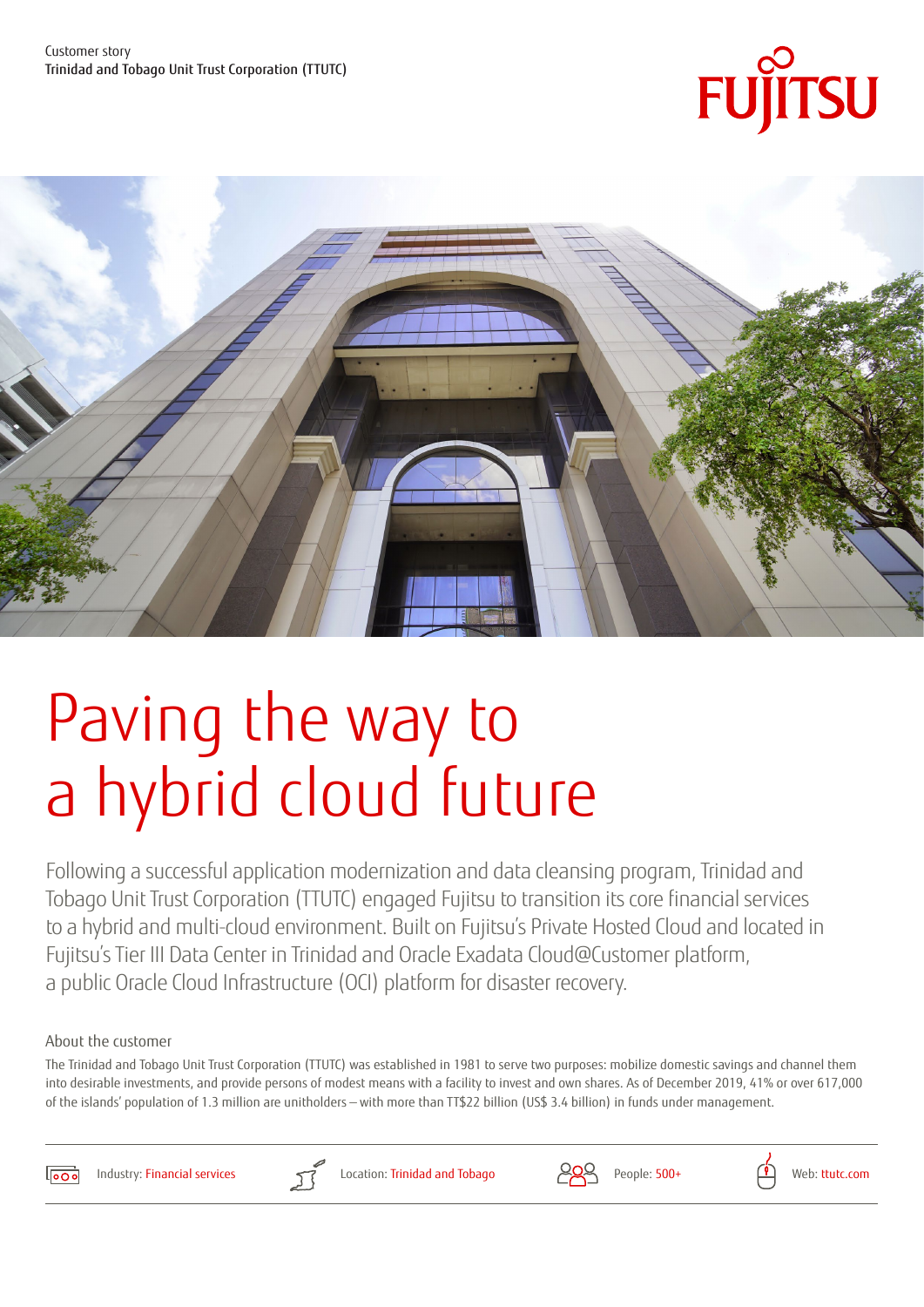Customer story
Trinidad and Tobago Unit Trust Corporation (TTUTC)

# Paving the way to a hybrid cloud future

Following a successful application modernization and data cleansing program, Trinidad and Tobago Unit Trust Corporation (TTUTC) engaged Fujitsu to transition its core financial services to a hybrid and multi-cloud environment. Built on Fujitsu's Private Hosted Cloud and located in Fujitsu's Tier III Data Center in Trinidad and Oracle Exadata Cloud@Customer platform, a public Oracle Cloud Infrastructure (OCI) platform for disaster recovery.

## About the customer

The Trinidad and Tobago Unit Trust Corporation (TTUTC) was established in 1981 to serve two purposes: mobilize domestic savings and channel them into desirable investments, and provide persons of modest means with a facility to invest and own shares. As of December 2019, 41% or over 617,000 of the islands' population of 1.3 million are unitholders – with more than TT$22 billion (US$ 3.4 billion) in funds under management.

Industry: Financial services | Location: Trinidad and Tobago | People: 500+ | Web: ttutc.com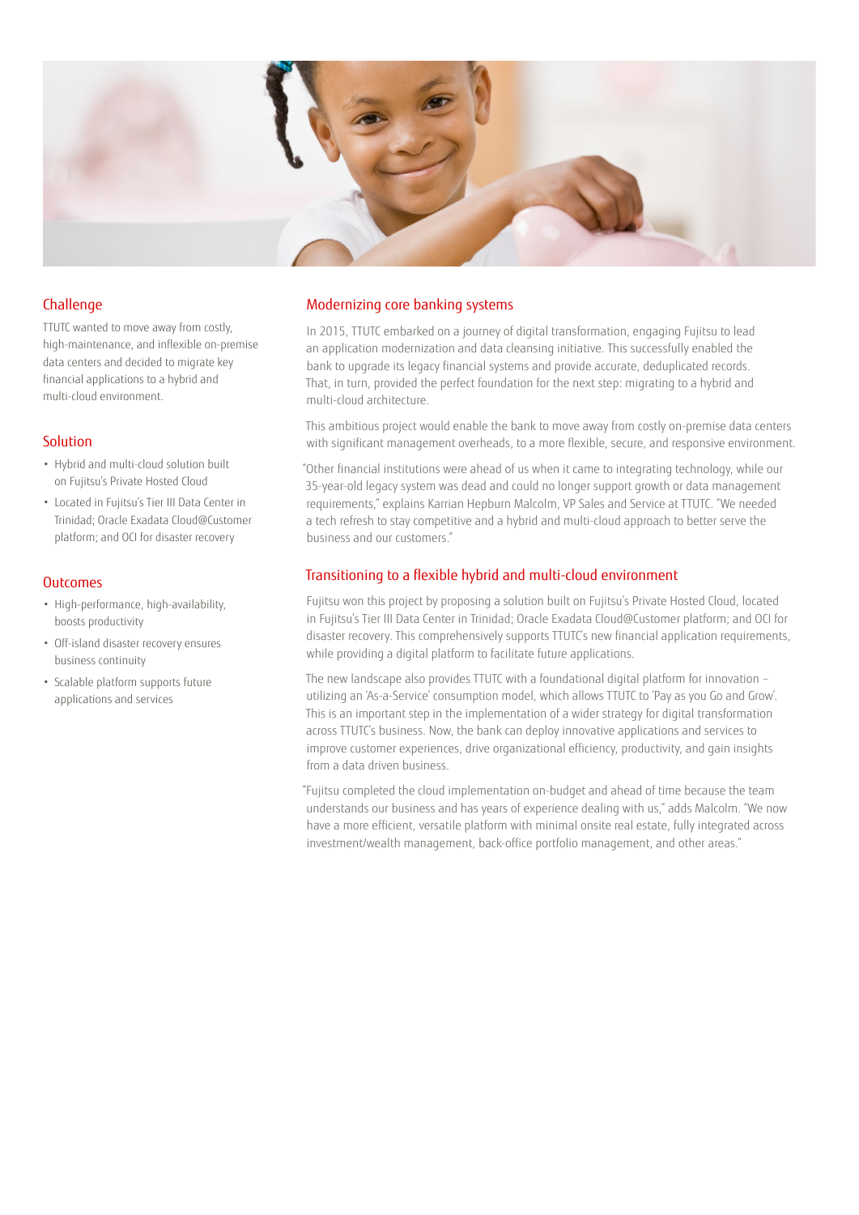## Challenge

TTUTC wanted to move away from costly, high-maintenance, and inflexible on-premise data centers and decided to migrate key financial applications to a hybrid and multi-cloud environment.

## Solution

- Hybrid and multi-cloud solution built on Fujitsu's Private Hosted Cloud
- Located in Fujitsu's Tier III Data Center in Trinidad; Oracle Exadata Cloud@Customer platform; and OCI for disaster recovery

## Outcomes

- High-performance, high-availability, boosts productivity
- Off-island disaster recovery ensures business continuity
- Scalable platform supports future applications and services

## Modernizing core banking systems

In 2015, TTUTC embarked on a journey of digital transformation, engaging Fujitsu to lead an application modernization and data cleansing initiative. This successfully enabled the bank to upgrade its legacy financial systems and provide accurate, deduplicated records. That, in turn, provided the perfect foundation for the next step: migrating to a hybrid and multi-cloud architecture.

This ambitious project would enable the bank to move away from costly on-premise data centers with significant management overheads, to a more flexible, secure, and responsive environment.

"Other financial institutions were ahead of us when it came to integrating technology, while our 35-year-old legacy system was dead and could no longer support growth or data management requirements," explains Karrian Hepburn Malcolm, VP Sales and Service at TTUTC. "We needed a tech refresh to stay competitive and a hybrid and multi-cloud approach to better serve the business and our customers."

## Transitioning to a flexible hybrid and multi-cloud environment

Fujitsu won this project by proposing a solution built on Fujitsu's Private Hosted Cloud, located in Fujitsu's Tier III Data Center in Trinidad; Oracle Exadata Cloud@Customer platform; and OCI for disaster recovery. This comprehensively supports TTUTC's new financial application requirements, while providing a digital platform to facilitate future applications.

The new landscape also provides TTUTC with a foundational digital platform for innovation – utilizing an 'As-a-Service' consumption model, which allows TTUTC to 'Pay as you Go and Grow'. This is an important step in the implementation of a wider strategy for digital transformation across TTUTC's business. Now, the bank can deploy innovative applications and services to improve customer experiences, drive organizational efficiency, productivity, and gain insights from a data driven business.

"Fujitsu completed the cloud implementation on-budget and ahead of time because the team understands our business and has years of experience dealing with us," adds Malcolm. "We now have a more efficient, versatile platform with minimal onsite real estate, fully integrated across investment/wealth management, back-office portfolio management, and other areas."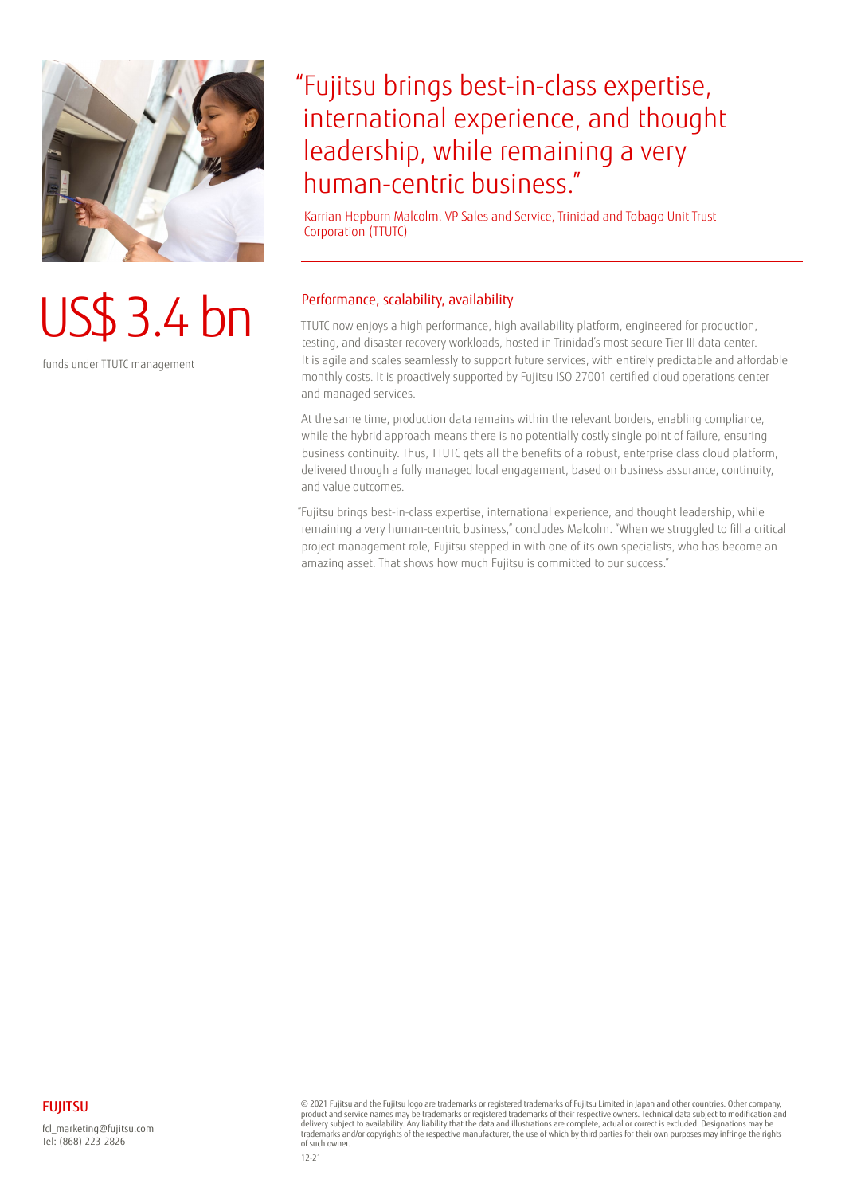# US$ 3.4 bn

funds under TTUTC management

> "Fujitsu brings best-in-class expertise, international experience, and thought leadership, while remaining a very human-centric business."

Karrian Hepburn Malcolm, VP Sales and Service, Trinidad and Tobago Unit Trust Corporation (TTUTC)

## Performance, scalability, availability

TTUTC now enjoys a high performance, high availability platform, engineered for production, testing, and disaster recovery workloads, hosted in Trinidad's most secure Tier III data center. It is agile and scales seamlessly to support future services, with entirely predictable and affordable monthly costs. It is proactively supported by Fujitsu ISO 27001 certified cloud operations center and managed services.

At the same time, production data remains within the relevant borders, enabling compliance, while the hybrid approach means there is no potentially costly single point of failure, ensuring business continuity. Thus, TTUTC gets all the benefits of a robust, enterprise class cloud platform, delivered through a fully managed local engagement, based on business assurance, continuity, and value outcomes.

"Fujitsu brings best-in-class expertise, international experience, and thought leadership, while remaining a very human-centric business," concludes Malcolm. "When we struggled to fill a critical project management role, Fujitsu stepped in with one of its own specialists, who has become an amazing asset. That shows how much Fujitsu is committed to our success."

**FUJITSU**

fcl_marketing@fujitsu.com
Tel: (868) 223-2826

© 2021 Fujitsu and the Fujitsu logo are trademarks or registered trademarks of Fujitsu Limited in Japan and other countries. Other company, product and service names may be trademarks or registered trademarks of their respective owners. Technical data subject to modification and delivery subject to availability. Any liability that the data and illustrations are complete, actual or correct is excluded. Designations may be trademarks and/or copyrights of the respective manufacturer, the use of which by third parties for their own purposes may infringe the rights of such owner.

12-21